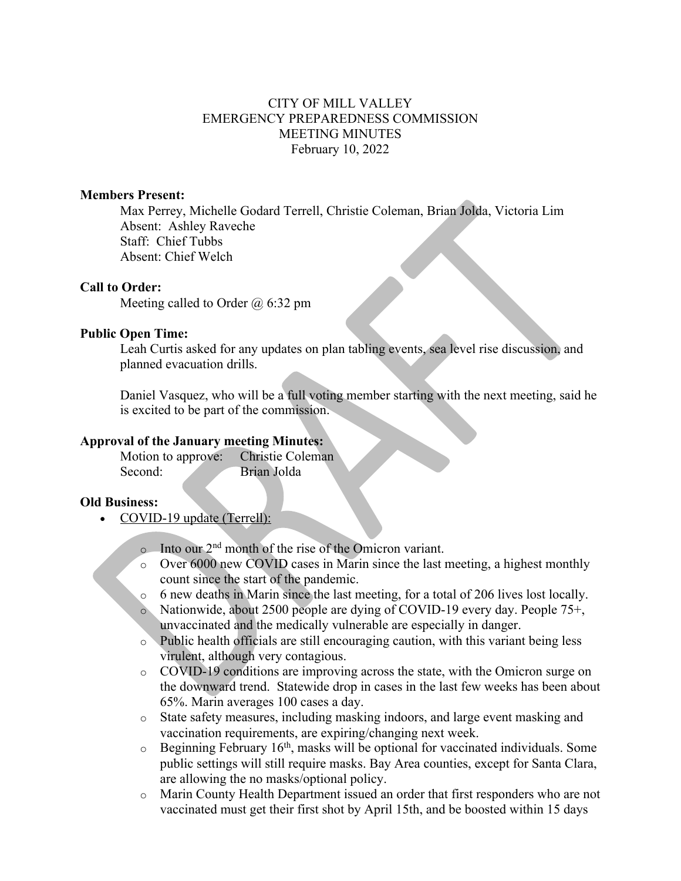# CITY OF MILL VALLEY
## EMERGENCY PREPAREDNESS COMMISSION
## MEETING MINUTES
February 10, 2022

**Members Present:**

Max Perrey, Michelle Godard Terrell, Christie Coleman, Brian Jolda, Victoria Lim
Absent: Ashley Raveche
Staff: Chief Tubbs
Absent: Chief Welch

**Call to Order:**

Meeting called to Order @ 6:32 pm

**Public Open Time:**

Leah Curtis asked for any updates on plan tabling events, sea level rise discussion, and planned evacuation drills.

Daniel Vasquez, who will be a full voting member starting with the next meeting, said he is excited to be part of the commission.

**Approval of the January meeting Minutes:**

Motion to approve: Christie Coleman
Second: Brian Jolda

**Old Business:**

- COVID-19 update (Terrell):
  - Into our 2nd month of the rise of the Omicron variant.
  - Over 6000 new COVID cases in Marin since the last meeting, a highest monthly count since the start of the pandemic.
  - 6 new deaths in Marin since the last meeting, for a total of 206 lives lost locally.
  - Nationwide, about 2500 people are dying of COVID-19 every day. People 75+, unvaccinated and the medically vulnerable are especially in danger.
  - Public health officials are still encouraging caution, with this variant being less virulent, although very contagious.
  - COVID-19 conditions are improving across the state, with the Omicron surge on the downward trend. Statewide drop in cases in the last few weeks has been about 65%. Marin averages 100 cases a day.
  - State safety measures, including masking indoors, and large event masking and vaccination requirements, are expiring/changing next week.
  - Beginning February 16th, masks will be optional for vaccinated individuals. Some public settings will still require masks. Bay Area counties, except for Santa Clara, are allowing the no masks/optional policy.
  - Marin County Health Department issued an order that first responders who are not vaccinated must get their first shot by April 15th, and be boosted within 15 days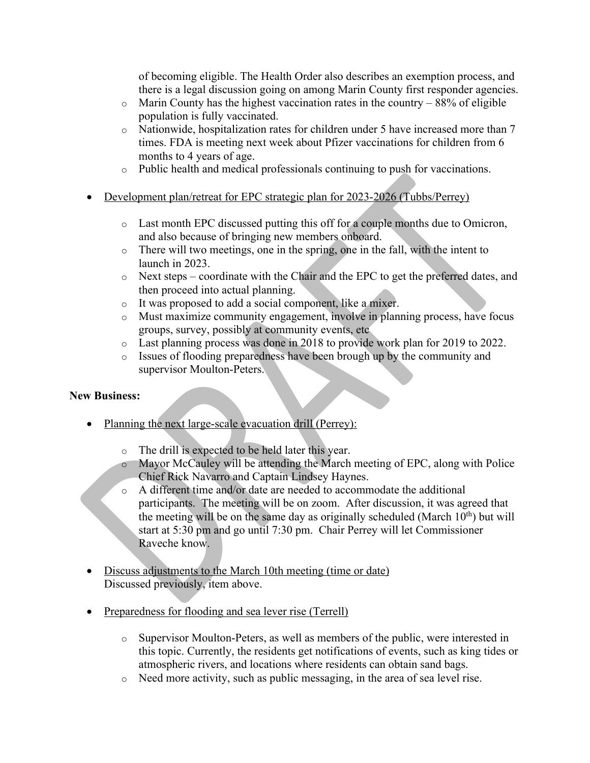of becoming eligible. The Health Order also describes an exemption process, and there is a legal discussion going on among Marin County first responder agencies.

  - Marin County has the highest vaccination rates in the country – 88% of eligible population is fully vaccinated.
  - Nationwide, hospitalization rates for children under 5 have increased more than 7 times. FDA is meeting next week about Pfizer vaccinations for children from 6 months to 4 years of age.
  - Public health and medical professionals continuing to push for vaccinations.

- Development plan/retreat for EPC strategic plan for 2023-2026 (Tubbs/Perrey)

  - Last month EPC discussed putting this off for a couple months due to Omicron, and also because of bringing new members onboard.
  - There will two meetings, one in the spring, one in the fall, with the intent to launch in 2023.
  - Next steps – coordinate with the Chair and the EPC to get the preferred dates, and then proceed into actual planning.
  - It was proposed to add a social component, like a mixer.
  - Must maximize community engagement, involve in planning process, have focus groups, survey, possibly at community events, etc
  - Last planning process was done in 2018 to provide work plan for 2019 to 2022.
  - Issues of flooding preparedness have been brough up by the community and supervisor Moulton-Peters.

**New Business:**

- Planning the next large-scale evacuation drill (Perrey):

  - The drill is expected to be held later this year.
  - Mayor McCauley will be attending the March meeting of EPC, along with Police Chief Rick Navarro and Captain Lindsey Haynes.
  - A different time and/or date are needed to accommodate the additional participants. The meeting will be on zoom. After discussion, it was agreed that the meeting will be on the same day as originally scheduled (March 10th) but will start at 5:30 pm and go until 7:30 pm. Chair Perrey will let Commissioner Raveche know.

- Discuss adjustments to the March 10th meeting (time or date)
  Discussed previously, item above.

- Preparedness for flooding and sea lever rise (Terrell)

  - Supervisor Moulton-Peters, as well as members of the public, were interested in this topic. Currently, the residents get notifications of events, such as king tides or atmospheric rivers, and locations where residents can obtain sand bags.
  - Need more activity, such as public messaging, in the area of sea level rise.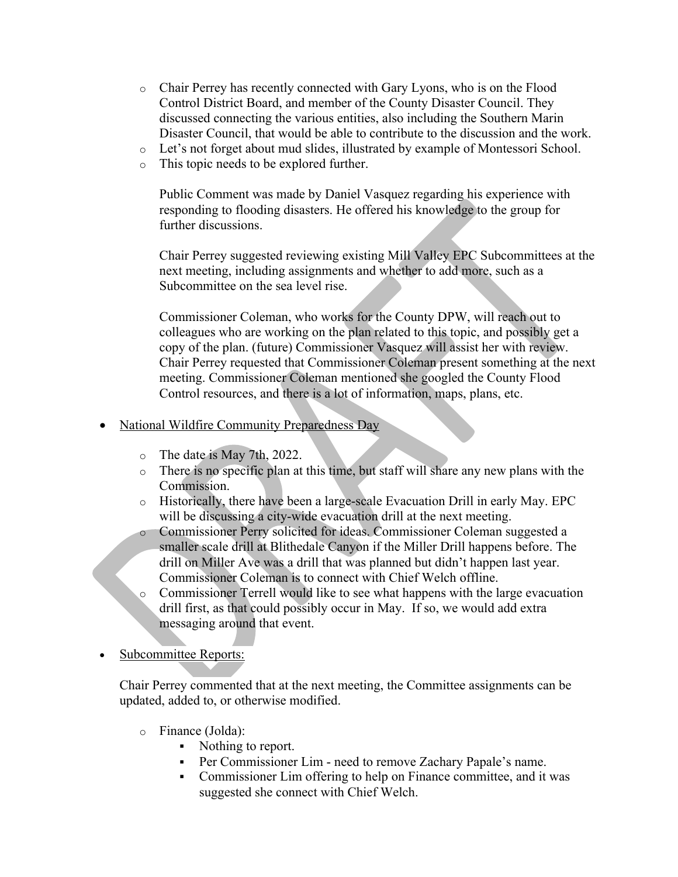- Chair Perrey has recently connected with Gary Lyons, who is on the Flood Control District Board, and member of the County Disaster Council. They discussed connecting the various entities, also including the Southern Marin Disaster Council, that would be able to contribute to the discussion and the work.
  - Let's not forget about mud slides, illustrated by example of Montessori School.
  - This topic needs to be explored further.

  Public Comment was made by Daniel Vasquez regarding his experience with responding to flooding disasters. He offered his knowledge to the group for further discussions.

  Chair Perrey suggested reviewing existing Mill Valley EPC Subcommittees at the next meeting, including assignments and whether to add more, such as a Subcommittee on the sea level rise.

  Commissioner Coleman, who works for the County DPW, will reach out to colleagues who are working on the plan related to this topic, and possibly get a copy of the plan. (future) Commissioner Vasquez will assist her with review. Chair Perrey requested that Commissioner Coleman present something at the next meeting. Commissioner Coleman mentioned she googled the County Flood Control resources, and there is a lot of information, maps, plans, etc.

- National Wildfire Community Preparedness Day

  - The date is May 7th, 2022.
  - There is no specific plan at this time, but staff will share any new plans with the Commission.
  - Historically, there have been a large-scale Evacuation Drill in early May. EPC will be discussing a city-wide evacuation drill at the next meeting.
  - Commissioner Perry solicited for ideas. Commissioner Coleman suggested a smaller scale drill at Blithedale Canyon if the Miller Drill happens before. The drill on Miller Ave was a drill that was planned but didn't happen last year. Commissioner Coleman is to connect with Chief Welch offline.
  - Commissioner Terrell would like to see what happens with the large evacuation drill first, as that could possibly occur in May. If so, we would add extra messaging around that event.

- Subcommittee Reports:

  Chair Perrey commented that at the next meeting, the Committee assignments can be updated, added to, or otherwise modified.

  - Finance (Jolda):
    - Nothing to report.
    - Per Commissioner Lim - need to remove Zachary Papale's name.
    - Commissioner Lim offering to help on Finance committee, and it was suggested she connect with Chief Welch.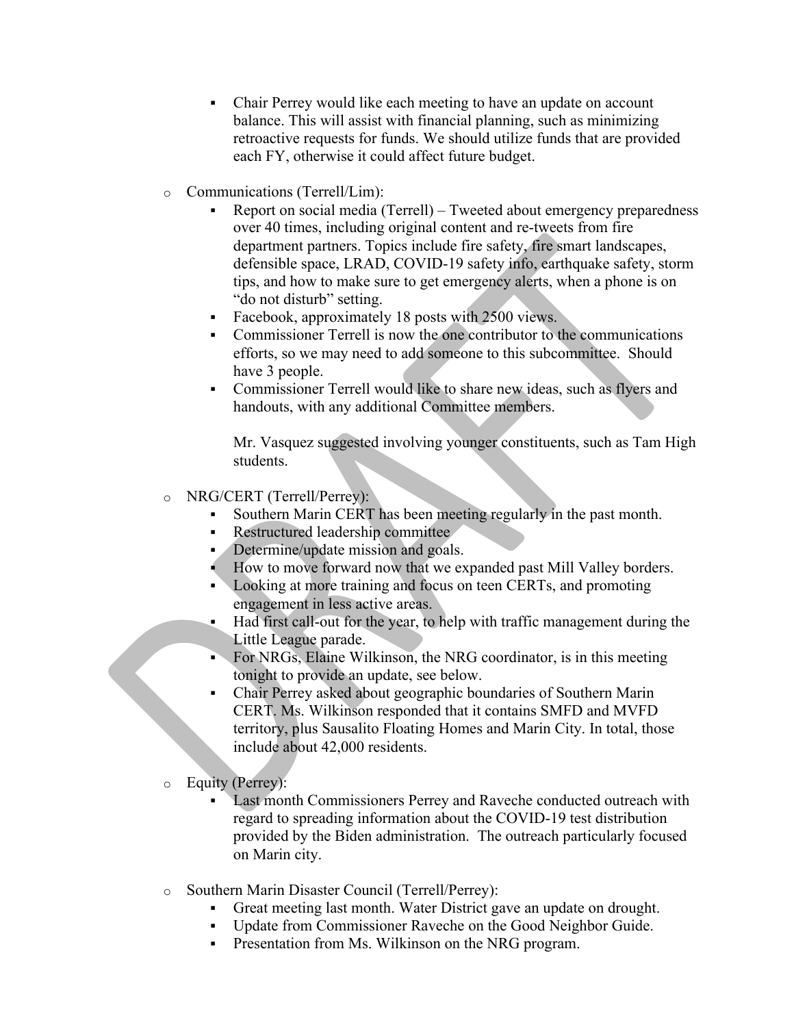- Chair Perrey would like each meeting to have an update on account balance. This will assist with financial planning, such as minimizing retroactive requests for funds. We should utilize funds that are provided each FY, otherwise it could affect future budget.

- Communications (Terrell/Lim):
    - Report on social media (Terrell) – Tweeted about emergency preparedness over 40 times, including original content and re-tweets from fire department partners. Topics include fire safety, fire smart landscapes, defensible space, LRAD, COVID-19 safety info, earthquake safety, storm tips, and how to make sure to get emergency alerts, when a phone is on "do not disturb" setting.
    - Facebook, approximately 18 posts with 2500 views.
    - Commissioner Terrell is now the one contributor to the communications efforts, so we may need to add someone to this subcommittee. Should have 3 people.
    - Commissioner Terrell would like to share new ideas, such as flyers and handouts, with any additional Committee members.

    Mr. Vasquez suggested involving younger constituents, such as Tam High students.

- NRG/CERT (Terrell/Perrey):
    - Southern Marin CERT has been meeting regularly in the past month.
    - Restructured leadership committee
    - Determine/update mission and goals.
    - How to move forward now that we expanded past Mill Valley borders.
    - Looking at more training and focus on teen CERTs, and promoting engagement in less active areas.
    - Had first call-out for the year, to help with traffic management during the Little League parade.
    - For NRGs, Elaine Wilkinson, the NRG coordinator, is in this meeting tonight to provide an update, see below.
    - Chair Perrey asked about geographic boundaries of Southern Marin CERT. Ms. Wilkinson responded that it contains SMFD and MVFD territory, plus Sausalito Floating Homes and Marin City. In total, those include about 42,000 residents.

- Equity (Perrey):
    - Last month Commissioners Perrey and Raveche conducted outreach with regard to spreading information about the COVID-19 test distribution provided by the Biden administration. The outreach particularly focused on Marin city.

- Southern Marin Disaster Council (Terrell/Perrey):
    - Great meeting last month. Water District gave an update on drought.
    - Update from Commissioner Raveche on the Good Neighbor Guide.
    - Presentation from Ms. Wilkinson on the NRG program.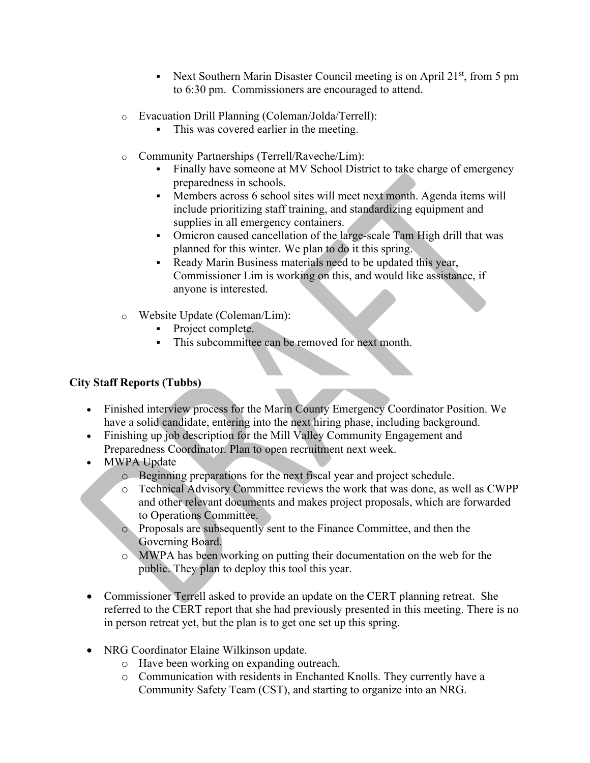- Next Southern Marin Disaster Council meeting is on April 21st, from 5 pm to 6:30 pm. Commissioners are encouraged to attend.

    - Evacuation Drill Planning (Coleman/Jolda/Terrell):
        - This was covered earlier in the meeting.

    - Community Partnerships (Terrell/Raveche/Lim):
        - Finally have someone at MV School District to take charge of emergency preparedness in schools.
        - Members across 6 school sites will meet next month. Agenda items will include prioritizing staff training, and standardizing equipment and supplies in all emergency containers.
        - Omicron caused cancellation of the large-scale Tam High drill that was planned for this winter. We plan to do it this spring.
        - Ready Marin Business materials need to be updated this year, Commissioner Lim is working on this, and would like assistance, if anyone is interested.

    - Website Update (Coleman/Lim):
        - Project complete.
        - This subcommittee can be removed for next month.

**City Staff Reports (Tubbs)**

- Finished interview process for the Marin County Emergency Coordinator Position. We have a solid candidate, entering into the next hiring phase, including background.
- Finishing up job description for the Mill Valley Community Engagement and Preparedness Coordinator. Plan to open recruitment next week.
- MWPA Update
    - Beginning preparations for the next fiscal year and project schedule.
    - Technical Advisory Committee reviews the work that was done, as well as CWPP and other relevant documents and makes project proposals, which are forwarded to Operations Committee.
    - Proposals are subsequently sent to the Finance Committee, and then the Governing Board.
    - MWPA has been working on putting their documentation on the web for the public. They plan to deploy this tool this year.

- Commissioner Terrell asked to provide an update on the CERT planning retreat. She referred to the CERT report that she had previously presented in this meeting. There is no in person retreat yet, but the plan is to get one set up this spring.

- NRG Coordinator Elaine Wilkinson update.
    - Have been working on expanding outreach.
    - Communication with residents in Enchanted Knolls. They currently have a Community Safety Team (CST), and starting to organize into an NRG.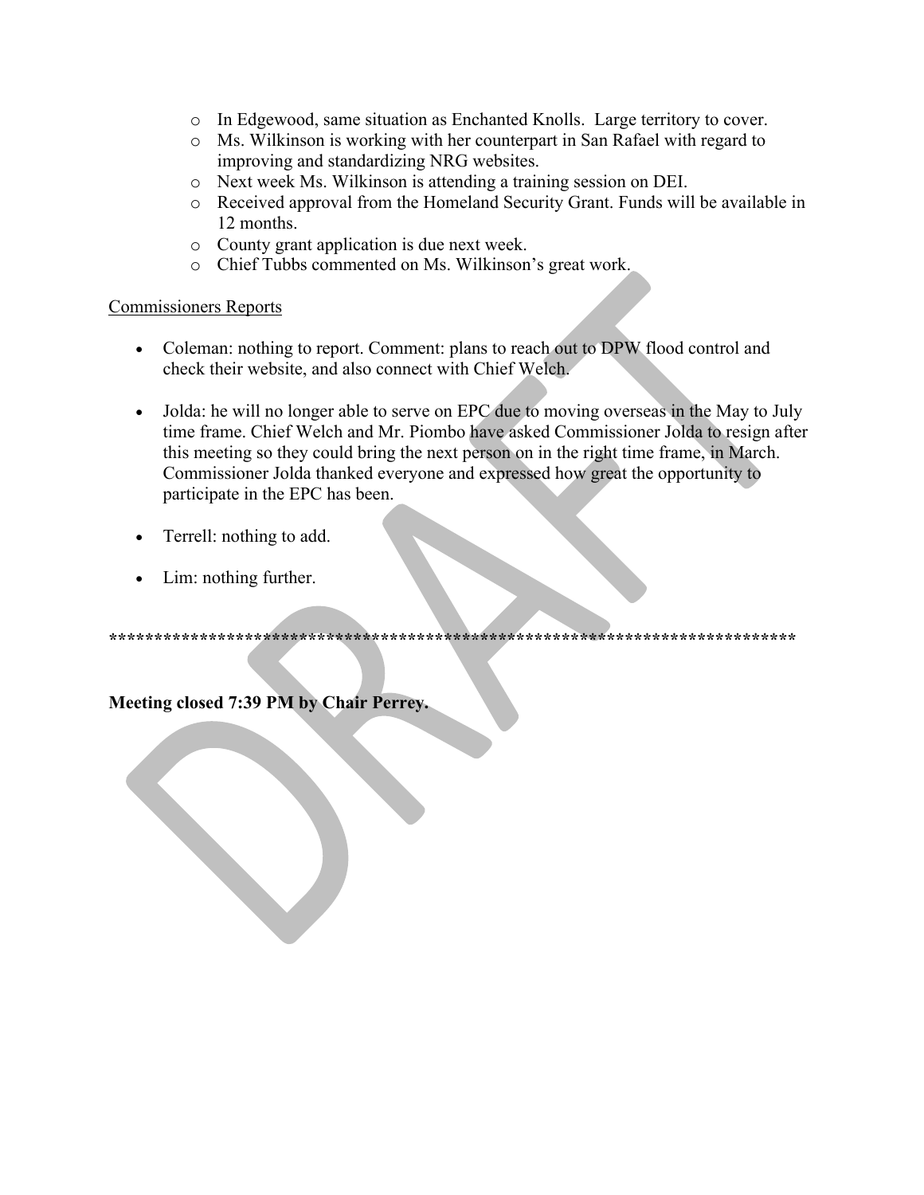- In Edgewood, same situation as Enchanted Knolls. Large territory to cover.
- Ms. Wilkinson is working with her counterpart in San Rafael with regard to improving and standardizing NRG websites.
- Next week Ms. Wilkinson is attending a training session on DEI.
- Received approval from the Homeland Security Grant. Funds will be available in 12 months.
- County grant application is due next week.
- Chief Tubbs commented on Ms. Wilkinson's great work.

<u>Commissioners Reports</u>

- Coleman: nothing to report. Comment: plans to reach out to DPW flood control and check their website, and also connect with Chief Welch.

- Jolda: he will no longer able to serve on EPC due to moving overseas in the May to July time frame. Chief Welch and Mr. Piombo have asked Commissioner Jolda to resign after this meeting so they could bring the next person on in the right time frame, in March. Commissioner Jolda thanked everyone and expressed how great the opportunity to participate in the EPC has been.

- Terrell: nothing to add.

- Lim: nothing further.

******************************************************************************

**Meeting closed 7:39 PM by Chair Perrey.**